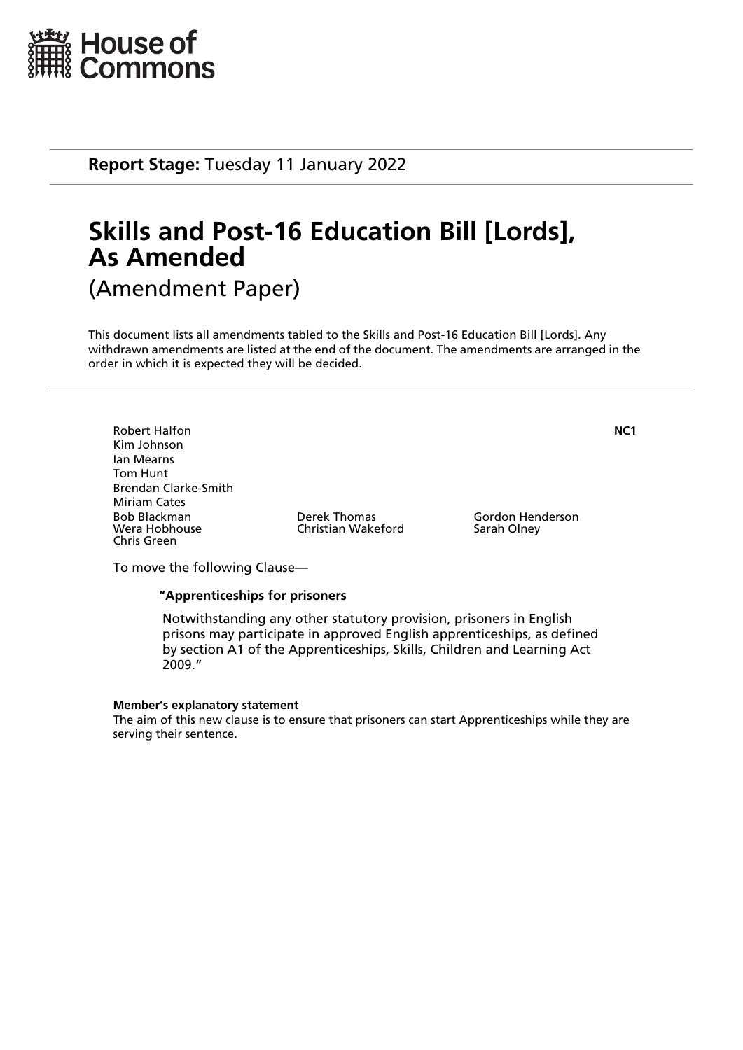House of Commons

**Report Stage:** Tuesday 11 January 2022

# Skills and Post-16 Education Bill [Lords], As Amended

(Amendment Paper)

This document lists all amendments tabled to the Skills and Post-16 Education Bill [Lords]. Any withdrawn amendments are listed at the end of the document. The amendments are arranged in the order in which it is expected they will be decided.

---

Robert Halfon
Kim Johnson
Ian Mearns
Tom Hunt
Brendan Clarke-Smith
Miriam Cates
Bob Blackman
Wera Hobhouse
Chris Green
Derek Thomas
Christian Wakeford
Gordon Henderson
Sarah Olney

**NC1**

To move the following Clause—

**"Apprenticeships for prisoners**

Notwithstanding any other statutory provision, prisoners in English prisons may participate in approved English apprenticeships, as defined by section A1 of the Apprenticeships, Skills, Children and Learning Act 2009."

**Member's explanatory statement**

The aim of this new clause is to ensure that prisoners can start Apprenticeships while they are serving their sentence.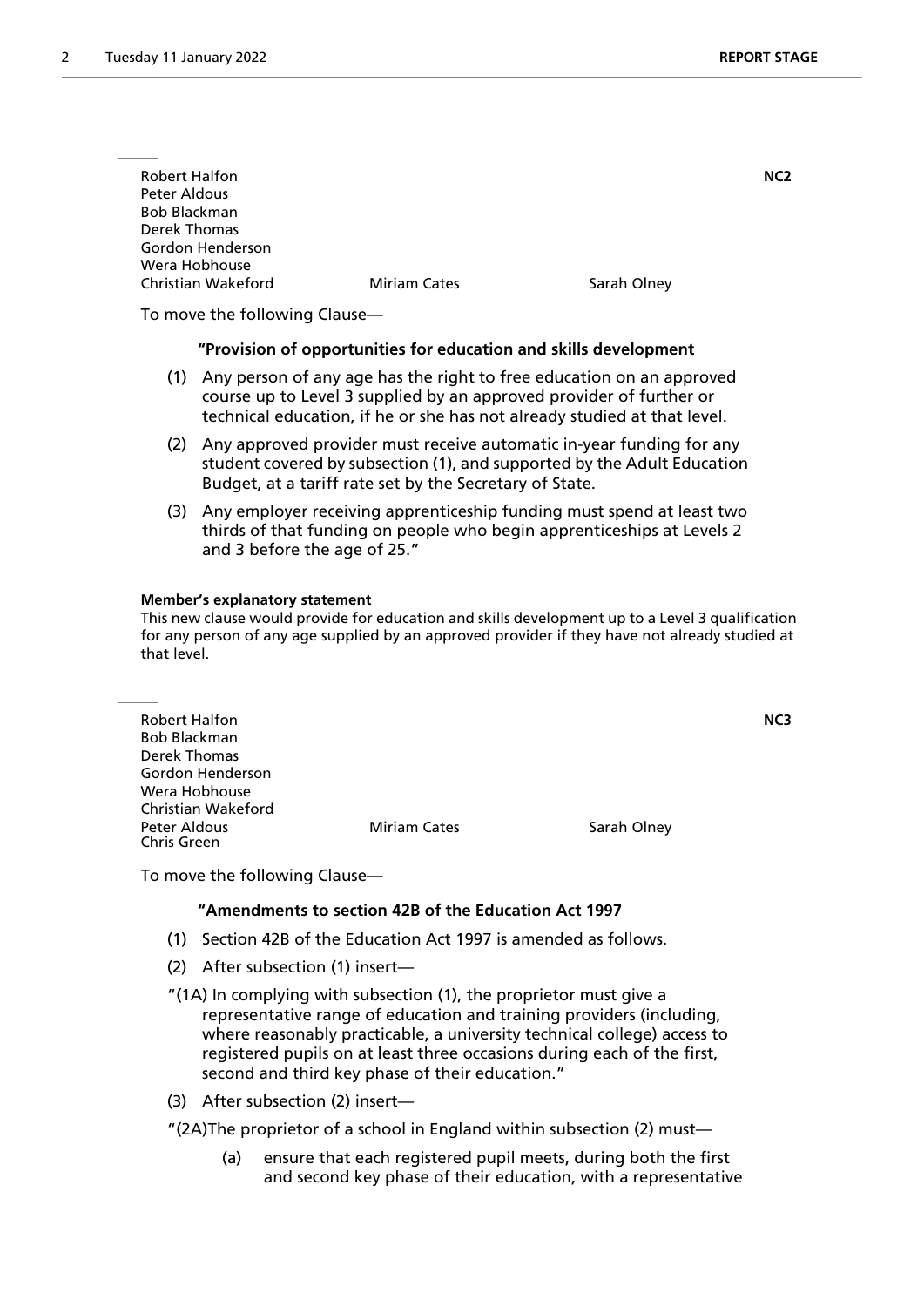Robert Halfon
Peter Aldous
Bob Blackman
Derek Thomas
Gordon Henderson
Wera Hobhouse
Christian Wakeford Miriam Cates Sarah Olney

**NC2**

To move the following Clause—

**"Provision of opportunities for education and skills development**

(1) Any person of any age has the right to free education on an approved course up to Level 3 supplied by an approved provider of further or technical education, if he or she has not already studied at that level.

(2) Any approved provider must receive automatic in-year funding for any student covered by subsection (1), and supported by the Adult Education Budget, at a tariff rate set by the Secretary of State.

(3) Any employer receiving apprenticeship funding must spend at least two thirds of that funding on people who begin apprenticeships at Levels 2 and 3 before the age of 25."

**Member's explanatory statement**

This new clause would provide for education and skills development up to a Level 3 qualification for any person of any age supplied by an approved provider if they have not already studied at that level.

---

Robert Halfon
Bob Blackman
Derek Thomas
Gordon Henderson
Wera Hobhouse
Christian Wakeford
Peter Aldous Miriam Cates Sarah Olney
Chris Green

**NC3**

To move the following Clause—

**"Amendments to section 42B of the Education Act 1997**

(1) Section 42B of the Education Act 1997 is amended as follows.

(2) After subsection (1) insert—

"(1A) In complying with subsection (1), the proprietor must give a representative range of education and training providers (including, where reasonably practicable, a university technical college) access to registered pupils on at least three occasions during each of the first, second and third key phase of their education."

(3) After subsection (2) insert—

"(2A)The proprietor of a school in England within subsection (2) must—

(a) ensure that each registered pupil meets, during both the first and second key phase of their education, with a representative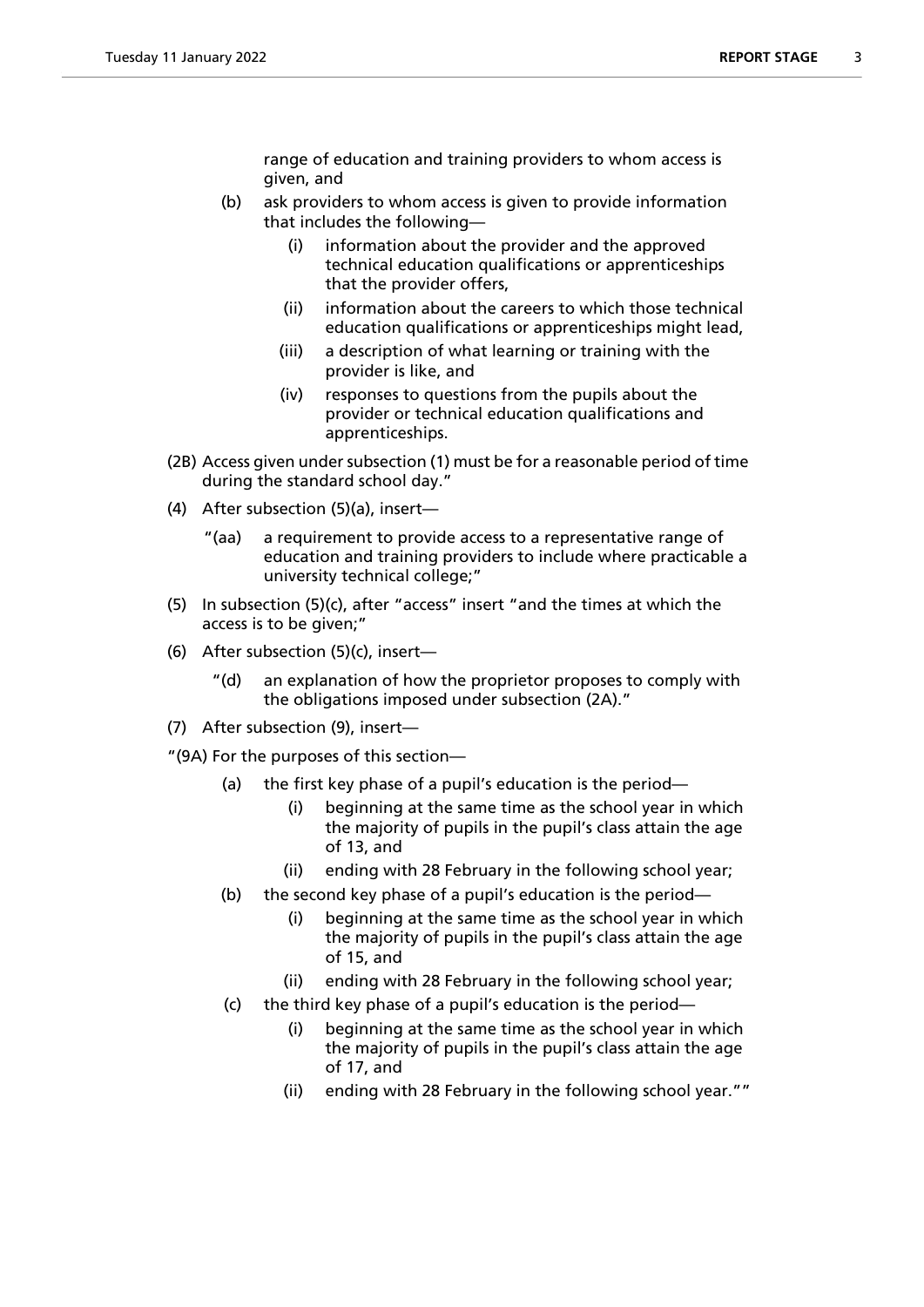range of education and training providers to whom access is given, and

(b) ask providers to whom access is given to provide information that includes the following—

(i) information about the provider and the approved technical education qualifications or apprenticeships that the provider offers,

(ii) information about the careers to which those technical education qualifications or apprenticeships might lead,

(iii) a description of what learning or training with the provider is like, and

(iv) responses to questions from the pupils about the provider or technical education qualifications and apprenticeships.

(2B) Access given under subsection (1) must be for a reasonable period of time during the standard school day."

(4) After subsection (5)(a), insert—

"(aa) a requirement to provide access to a representative range of education and training providers to include where practicable a university technical college;"

(5) In subsection (5)(c), after "access" insert "and the times at which the access is to be given;"

(6) After subsection (5)(c), insert—

"(d) an explanation of how the proprietor proposes to comply with the obligations imposed under subsection (2A)."

(7) After subsection (9), insert—

"(9A) For the purposes of this section—

(a) the first key phase of a pupil's education is the period—

(i) beginning at the same time as the school year in which the majority of pupils in the pupil's class attain the age of 13, and

(ii) ending with 28 February in the following school year;

(b) the second key phase of a pupil's education is the period—

(i) beginning at the same time as the school year in which the majority of pupils in the pupil's class attain the age of 15, and

(ii) ending with 28 February in the following school year;

(c) the third key phase of a pupil's education is the period—

(i) beginning at the same time as the school year in which the majority of pupils in the pupil's class attain the age of 17, and

(ii) ending with 28 February in the following school year.""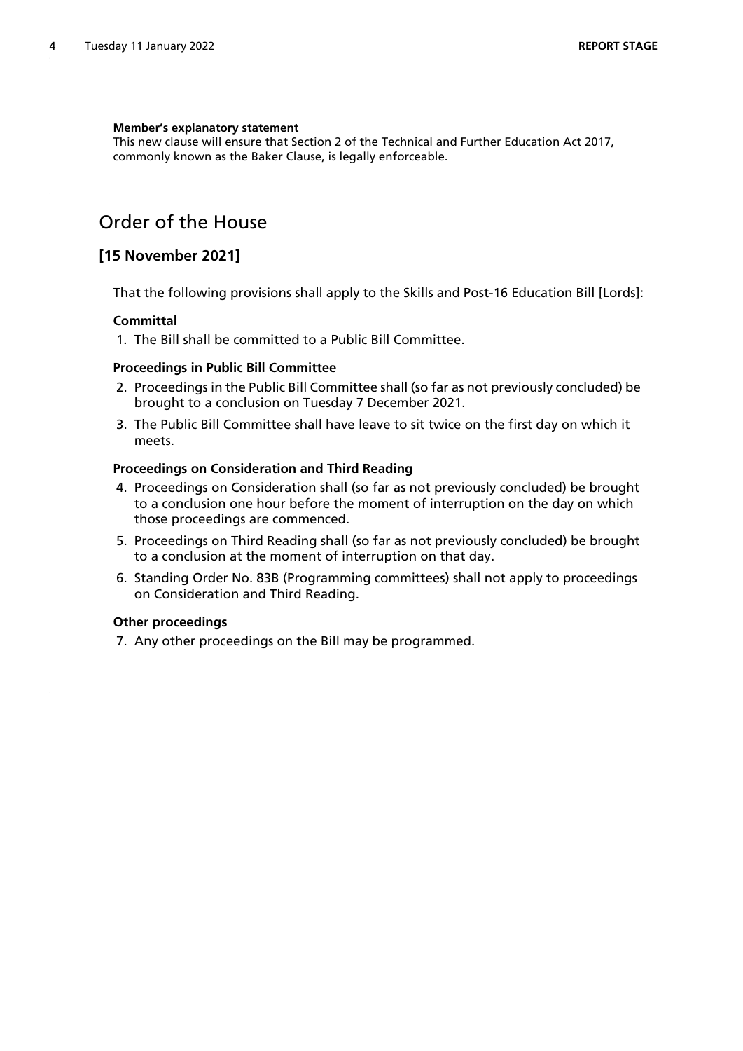**Member's explanatory statement**

This new clause will ensure that Section 2 of the Technical and Further Education Act 2017, commonly known as the Baker Clause, is legally enforceable.

## Order of the House

### [15 November 2021]

That the following provisions shall apply to the Skills and Post-16 Education Bill [Lords]:

**Committal**

1. The Bill shall be committed to a Public Bill Committee.

**Proceedings in Public Bill Committee**

2. Proceedings in the Public Bill Committee shall (so far as not previously concluded) be brought to a conclusion on Tuesday 7 December 2021.
3. The Public Bill Committee shall have leave to sit twice on the first day on which it meets.

**Proceedings on Consideration and Third Reading**

4. Proceedings on Consideration shall (so far as not previously concluded) be brought to a conclusion one hour before the moment of interruption on the day on which those proceedings are commenced.
5. Proceedings on Third Reading shall (so far as not previously concluded) be brought to a conclusion at the moment of interruption on that day.
6. Standing Order No. 83B (Programming committees) shall not apply to proceedings on Consideration and Third Reading.

**Other proceedings**

7. Any other proceedings on the Bill may be programmed.